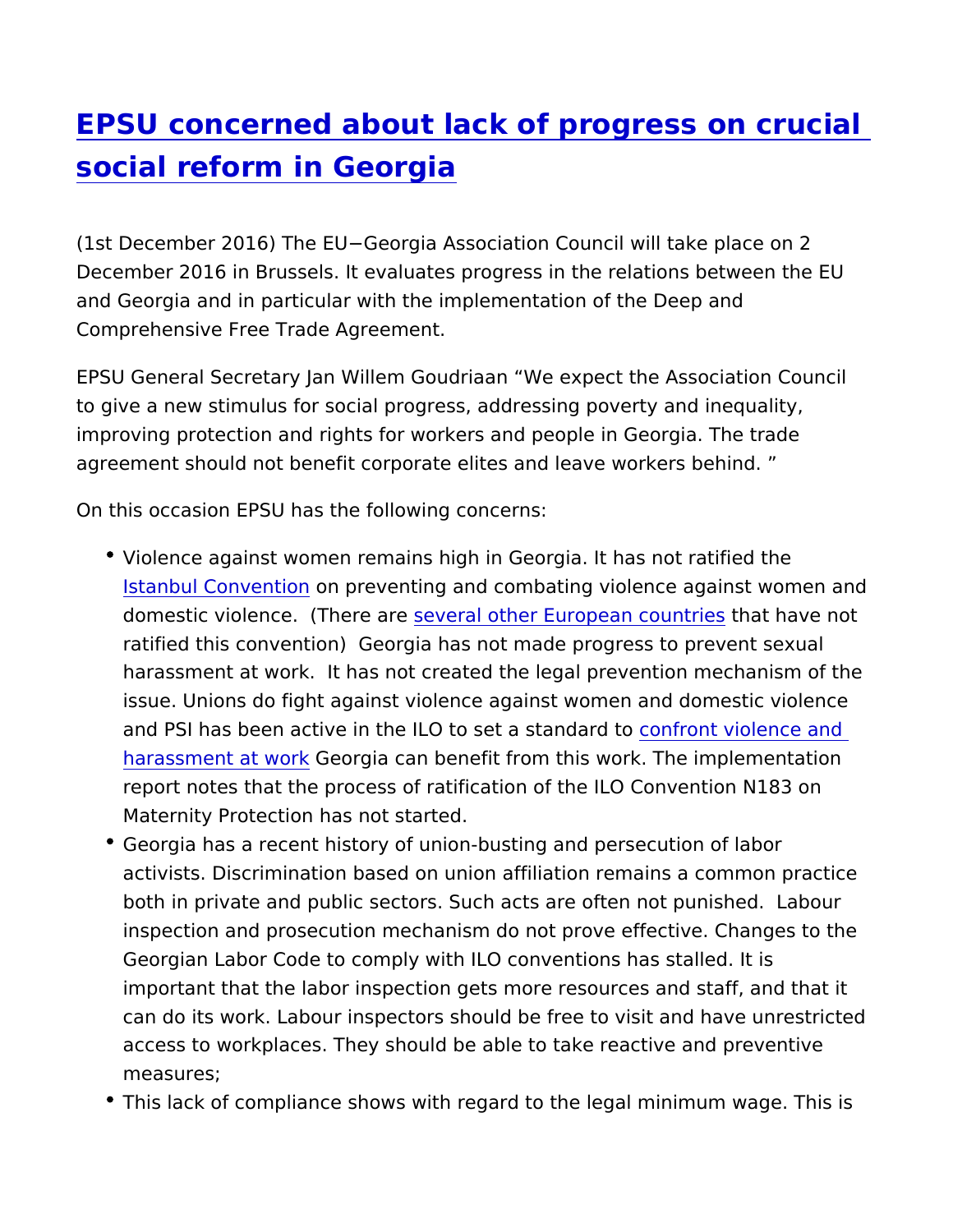# EPSU concerned about lack of progress on crucial social reform in Georgia

(1st December 2016) The EU−Georgia Association Council will take place on 2 December 2016 in Brussels. It evaluates progress in the relations between the EU and Georgia and in particular with the implementation of the Deep and Comprehensive Free Trade Agreement.

EPSU General Secretary Jan Willem Goudriaan "We expect the Association Council to give a new stimulus for social progress, addressing poverty and inequality, improving protection and rights for workers and people in Georgia. The trade agreement should not benefit corporate elites and leave workers behind. "

On this occasion EPSU has the following concerns:

- Violence against women remains high in Georgia. It has not ratified the Istanbul Convention on preventing and combating violence against women and domestic violence. (There are several other European countries that have not ratified this convention) Georgia has not made progress to prevent sexual harassment at work. It has not created the legal prevention mechanism of the issue. Unions do fight against violence against women and domestic violence and PSI has been active in the ILO to set a standard to confront violence and harassment at work Georgia can benefit from this work. The implementation report notes that the process of ratification of the ILO Convention N183 on Maternity Protection has not started.
- Georgia has a recent history of union-busting and persecution of labor activists. Discrimination based on union affiliation remains a common practice both in private and public sectors. Such acts are often not punished. Labour inspection and prosecution mechanism do not prove effective. Changes to the Georgian Labor Code to comply with ILO conventions has stalled. It is important that the labor inspection gets more resources and staff, and that it can do its work. Labour inspectors should be free to visit and have unrestricted access to workplaces. They should be able to take reactive and preventive measures;
- This lack of compliance shows with regard to the legal minimum wage. This is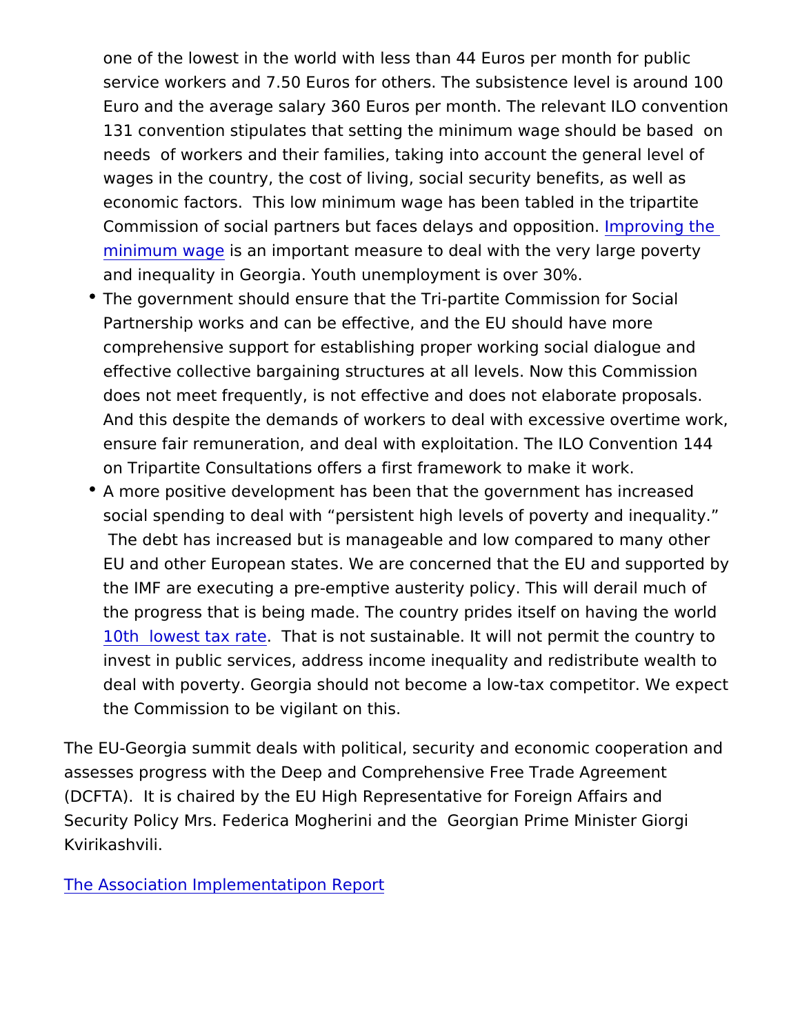one of the lowest in the world with less than 44 Euros per month for public service workers and 7.50 Euros for others. The subsistence level is around 100 Euro and the average salary 360 Euros per month. The relevant ILO convention 131 convention stipulates that setting the minimum wage should be based on needs of workers and their families, taking into account the general level of wages in the country, the cost of living, social security benefits, as well as economic factors. This low minimum wage has been tabled in the tripartite Commission of social partners but faces delays and opposition. Improving the minimum wage is an important measure to deal with the very large poverty and inequality in Georgia. Youth unemployment is over 30%.

- The government should ensure that the Tri-partite Commission for Social Partnership works and can be effective, and the EU should have more comprehensive support for establishing proper working social dialogue and effective collective bargaining structures at all levels. Now this Commission does not meet frequently, is not effective and does not elaborate proposals. And this despite the demands of workers to deal with excessive overtime work, ensure fair remuneration, and deal with exploitation. The ILO Convention 144 on Tripartite Consultations offers a first framework to make it work.
- A more positive development has been that the government has increased social spending to deal with "persistent high levels of poverty and inequality." The debt has increased but is manageable and low compared to many other EU and other European states. We are concerned that the EU and supported by the IMF are executing a pre-emptive austerity policy. This will derail much of the progress that is being made. The country prides itself on having the world 10th lowest tax rate. That is not sustainable. It will not permit the country to invest in public services, address income inequality and redistribute wealth to deal with poverty. Georgia should not become a low-tax competitor. We expect the Commission to be vigilant on this.

The EU-Georgia summit deals with political, security and economic cooperation and assesses progress with the Deep and Comprehensive Free Trade Agreement (DCFTA). It is chaired by the EU High Representative for Foreign Affairs and Security Policy Mrs. Federica Mogherini and the Georgian Prime Minister Giorgi Kvirikashvili.

The Association Implementatipon Report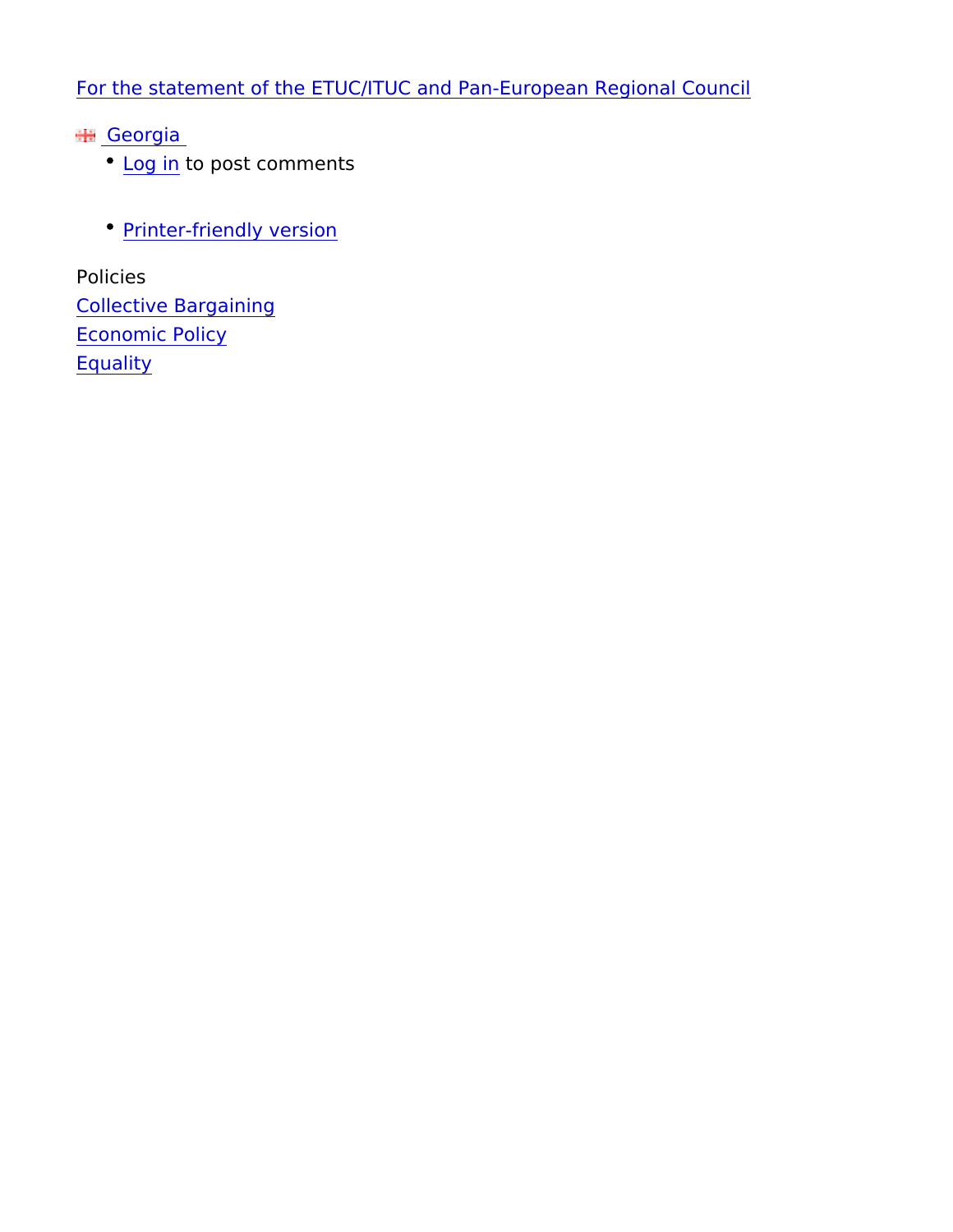[For the statement of the ETUC/ITUC and Pan-European Regional Council]

Georgia

- Log in to post comments
- Printer-friendly version

Policies

Collective Bargaining

Economic Policy

Equality